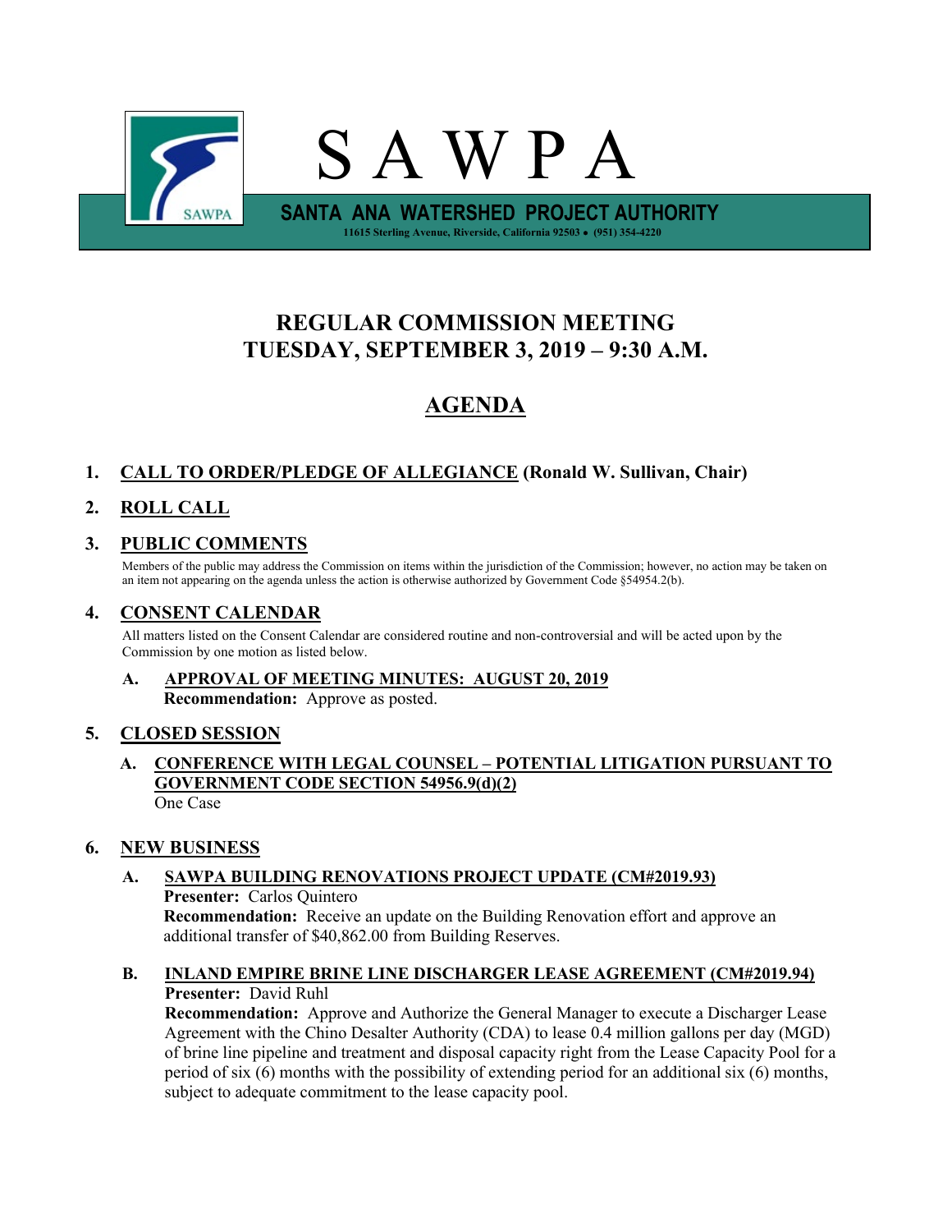# S A W P A

**SANTA ANA WATERSHED PROJECT AUTHORITY**

**11615 Sterling Avenue, Riverside, California 92503 • (951) 354-4220**

## REGULAR COMMISSION MEETING
## TUESDAY, SEPTEMBER 3, 2019 – 9:30 A.M.

## AGENDA

### 1. CALL TO ORDER/PLEDGE OF ALLEGIANCE (Ronald W. Sullivan, Chair)

### 2. ROLL CALL

### 3. PUBLIC COMMENTS

Members of the public may address the Commission on items within the jurisdiction of the Commission; however, no action may be taken on an item not appearing on the agenda unless the action is otherwise authorized by Government Code §54954.2(b).

### 4. CONSENT CALENDAR

All matters listed on the Consent Calendar are considered routine and non-controversial and will be acted upon by the Commission by one motion as listed below.

**A. APPROVAL OF MEETING MINUTES: AUGUST 20, 2019**
**Recommendation:** Approve as posted.

### 5. CLOSED SESSION

**A. CONFERENCE WITH LEGAL COUNSEL – POTENTIAL LITIGATION PURSUANT TO GOVERNMENT CODE SECTION 54956.9(d)(2)**
One Case

### 6. NEW BUSINESS

**A. SAWPA BUILDING RENOVATIONS PROJECT UPDATE (CM#2019.93)**
**Presenter:** Carlos Quintero
**Recommendation:** Receive an update on the Building Renovation effort and approve an additional transfer of $40,862.00 from Building Reserves.

**B. INLAND EMPIRE BRINE LINE DISCHARGER LEASE AGREEMENT (CM#2019.94)**
**Presenter:** David Ruhl
**Recommendation:** Approve and Authorize the General Manager to execute a Discharger Lease Agreement with the Chino Desalter Authority (CDA) to lease 0.4 million gallons per day (MGD) of brine line pipeline and treatment and disposal capacity right from the Lease Capacity Pool for a period of six (6) months with the possibility of extending period for an additional six (6) months, subject to adequate commitment to the lease capacity pool.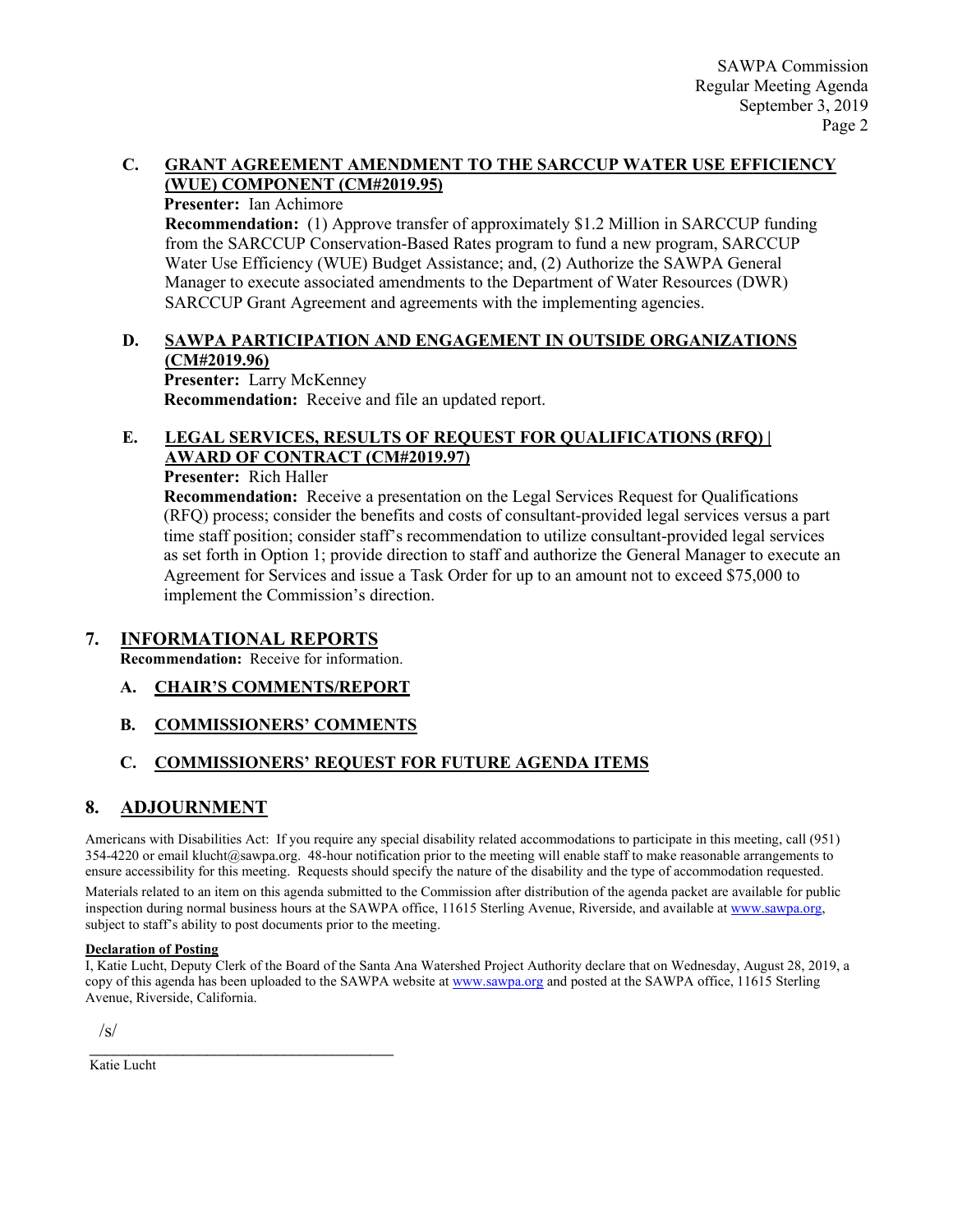### C. GRANT AGREEMENT AMENDMENT TO THE SARCCUP WATER USE EFFICIENCY (WUE) COMPONENT (CM#2019.95)

**Presenter:** Ian Achimore

**Recommendation:** (1) Approve transfer of approximately $1.2 Million in SARCCUP funding from the SARCCUP Conservation-Based Rates program to fund a new program, SARCCUP Water Use Efficiency (WUE) Budget Assistance; and, (2) Authorize the SAWPA General Manager to execute associated amendments to the Department of Water Resources (DWR) SARCCUP Grant Agreement and agreements with the implementing agencies.

### D. SAWPA PARTICIPATION AND ENGAGEMENT IN OUTSIDE ORGANIZATIONS (CM#2019.96)

**Presenter:** Larry McKenney

**Recommendation:** Receive and file an updated report.

### E. LEGAL SERVICES, RESULTS OF REQUEST FOR QUALIFICATIONS (RFQ) | AWARD OF CONTRACT (CM#2019.97)

**Presenter:** Rich Haller

**Recommendation:** Receive a presentation on the Legal Services Request for Qualifications (RFQ) process; consider the benefits and costs of consultant-provided legal services versus a part time staff position; consider staff's recommendation to utilize consultant-provided legal services as set forth in Option 1; provide direction to staff and authorize the General Manager to execute an Agreement for Services and issue a Task Order for up to an amount not to exceed $75,000 to implement the Commission's direction.

## 7. INFORMATIONAL REPORTS

**Recommendation:** Receive for information.

### A. CHAIR'S COMMENTS/REPORT

### B. COMMISSIONERS' COMMENTS

### C. COMMISSIONERS' REQUEST FOR FUTURE AGENDA ITEMS

## 8. ADJOURNMENT

Americans with Disabilities Act: If you require any special disability related accommodations to participate in this meeting, call (951) 354-4220 or email klucht@sawpa.org. 48-hour notification prior to the meeting will enable staff to make reasonable arrangements to ensure accessibility for this meeting. Requests should specify the nature of the disability and the type of accommodation requested.

Materials related to an item on this agenda submitted to the Commission after distribution of the agenda packet are available for public inspection during normal business hours at the SAWPA office, 11615 Sterling Avenue, Riverside, and available at www.sawpa.org, subject to staff's ability to post documents prior to the meeting.

**Declaration of Posting**

I, Katie Lucht, Deputy Clerk of the Board of the Santa Ana Watershed Project Authority declare that on Wednesday, August 28, 2019, a copy of this agenda has been uploaded to the SAWPA website at www.sawpa.org and posted at the SAWPA office, 11615 Sterling Avenue, Riverside, California.

/s/

Katie Lucht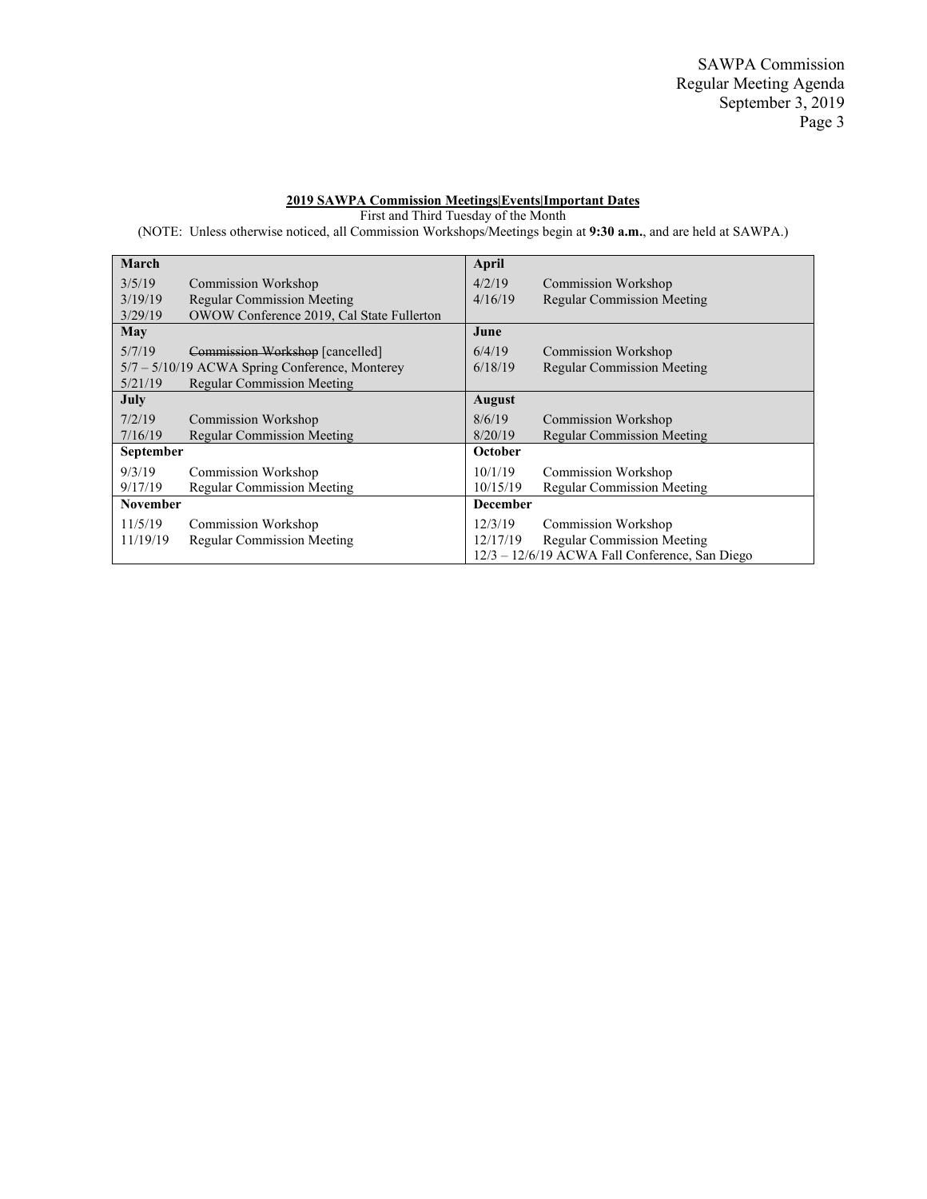**2019 SAWPA Commission Meetings|Events|Important Dates**

First and Third Tuesday of the Month

(NOTE: Unless otherwise noticed, all Commission Workshops/Meetings begin at **9:30 a.m.**, and are held at SAWPA.)

| | |
|---|---|
| **March** | **April** |
| 3/5/19 Commission Workshop<br>3/19/19 Regular Commission Meeting<br>3/29/19 OWOW Conference 2019, Cal State Fullerton | 4/2/19 Commission Workshop<br>4/16/19 Regular Commission Meeting |
| **May** | **June** |
| 5/7/19 ~~Commission Workshop~~ [cancelled]<br>5/7 – 5/10/19 ACWA Spring Conference, Monterey<br>5/21/19 Regular Commission Meeting | 6/4/19 Commission Workshop<br>6/18/19 Regular Commission Meeting |
| **July** | **August** |
| 7/2/19 Commission Workshop<br>7/16/19 Regular Commission Meeting | 8/6/19 Commission Workshop<br>8/20/19 Regular Commission Meeting |
| **September** | **October** |
| 9/3/19 Commission Workshop<br>9/17/19 Regular Commission Meeting | 10/1/19 Commission Workshop<br>10/15/19 Regular Commission Meeting |
| **November** | **December** |
| 11/5/19 Commission Workshop<br>11/19/19 Regular Commission Meeting | 12/3/19 Commission Workshop<br>12/17/19 Regular Commission Meeting<br>12/3 – 12/6/19 ACWA Fall Conference, San Diego |